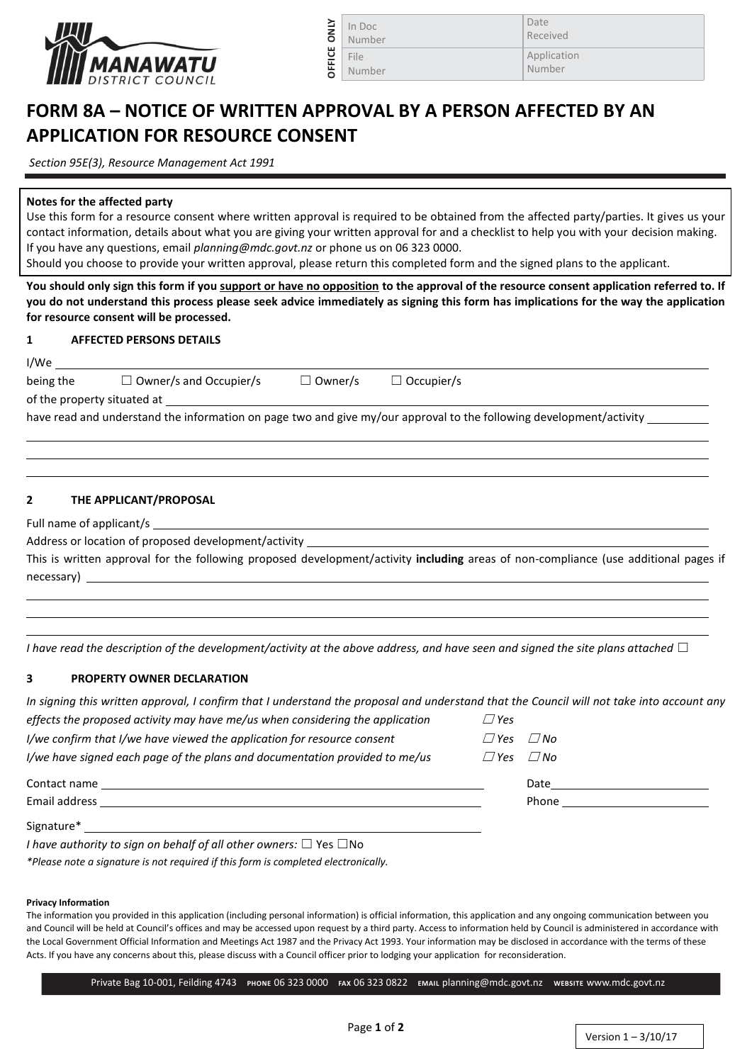| OFFICE ONLY | | |
|---|---|---|
| In Doc Number | | Date Received |
| File Number | | Application Number |

# FORM 8A – NOTICE OF WRITTEN APPROVAL BY A PERSON AFFECTED BY AN APPLICATION FOR RESOURCE CONSENT

*Section 95E(3), Resource Management Act 1991*

**Notes for the affected party**

Use this form for a resource consent where written approval is required to be obtained from the affected party/parties. It gives us your contact information, details about what you are giving your written approval for and a checklist to help you with your decision making. If you have any questions, email *planning@mdc.govt.nz* or phone us on 06 323 0000.

Should you choose to provide your written approval, please return this completed form and the signed plans to the applicant.

**You should only sign this form if you support or have no opposition to the approval of the resource consent application referred to. If you do not understand this process please seek advice immediately as signing this form has implications for the way the application for resource consent will be processed.**

## 1 AFFECTED PERSONS DETAILS

I/We ______________________________

being the ☐ Owner/s and Occupier/s ☐ Owner/s ☐ Occupier/s

of the property situated at ______________________________

have read and understand the information on page two and give my/our approval to the following development/activity ______________________________

______________________________

______________________________

## 2 THE APPLICANT/PROPOSAL

Full name of applicant/s ______________________________

Address or location of proposed development/activity ______________________________

This is written approval for the following proposed development/activity **including** areas of non-compliance (use additional pages if necessary) ______________________________

______________________________

______________________________

*I have read the description of the development/activity at the above address, and have seen and signed the site plans attached* ☐

## 3 PROPERTY OWNER DECLARATION

*In signing this written approval, I confirm that I understand the proposal and understand that the Council will not take into account any effects the proposed activity may have me/us when considering the application* ☐ *Yes*

*I/we confirm that I/we have viewed the application for resource consent* ☐ *Yes* ☐ *No*

*I/we have signed each page of the plans and documentation provided to me/us* ☐ *Yes* ☐ *No*

Contact name ______________________________ Date ______________

Email address ______________________________ Phone ______________

Signature* ______________________________

*I have authority to sign on behalf of all other owners:* ☐ Yes ☐No

*\*Please note a signature is not required if this form is completed electronically.*

**Privacy Information**

The information you provided in this application (including personal information) is official information, this application and any ongoing communication between you and Council will be held at Council's offices and may be accessed upon request by a third party. Access to information held by Council is administered in accordance with the Local Government Official Information and Meetings Act 1987 and the Privacy Act 1993. Your information may be disclosed in accordance with the terms of these Acts. If you have any concerns about this, please discuss with a Council officer prior to lodging your application for reconsideration.

Private Bag 10-001, Feilding 4743 PHONE 06 323 0000 FAX 06 323 0822 EMAIL planning@mdc.govt.nz WEBSITE www.mdc.govt.nz

Version 1 – 3/10/17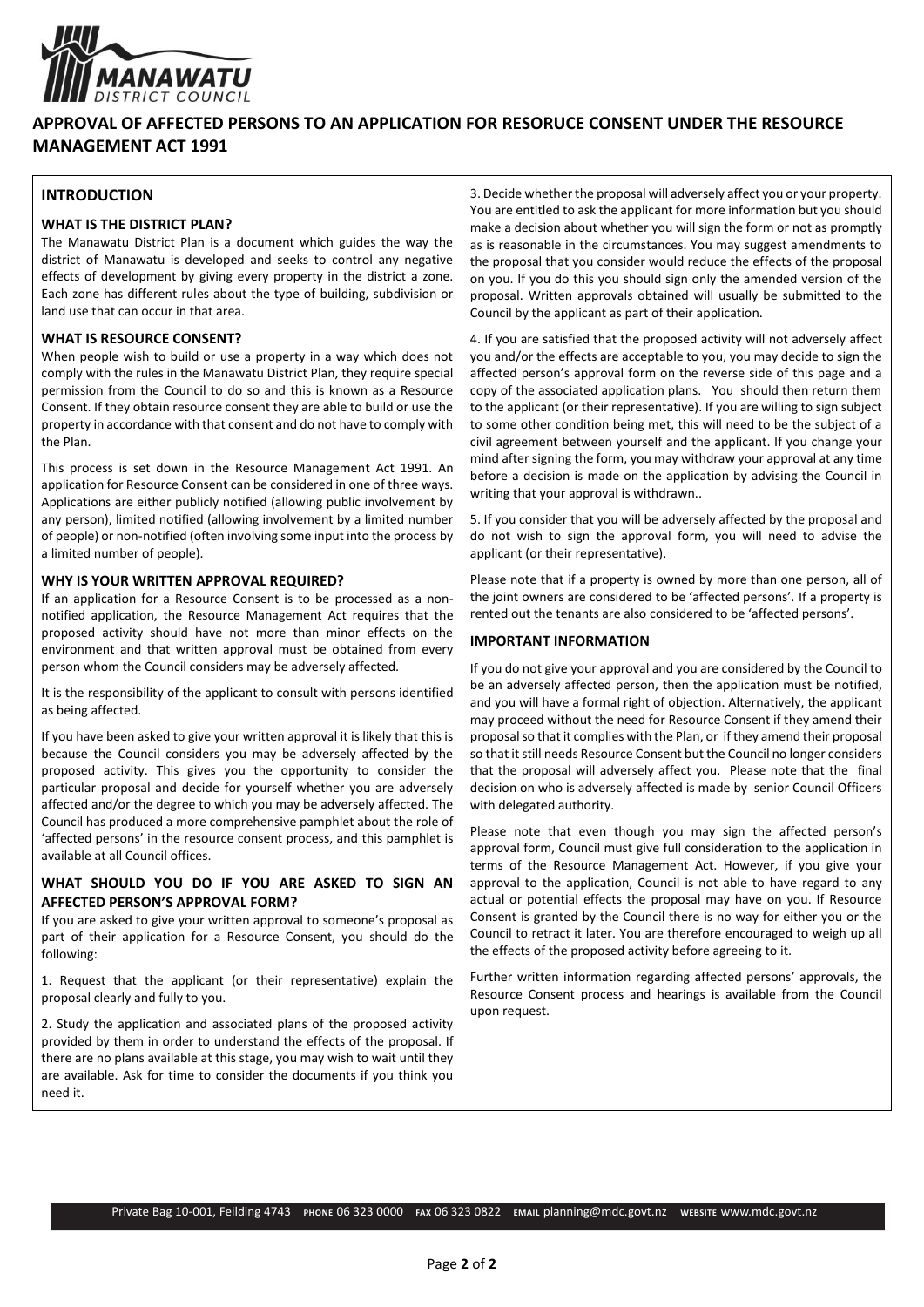# APPROVAL OF AFFECTED PERSONS TO AN APPLICATION FOR RESORUCE CONSENT UNDER THE RESOURCE MANAGEMENT ACT 1991

## INTRODUCTION

### WHAT IS THE DISTRICT PLAN?

The Manawatu District Plan is a document which guides the way the district of Manawatu is developed and seeks to control any negative effects of development by giving every property in the district a zone. Each zone has different rules about the type of building, subdivision or land use that can occur in that area.

### WHAT IS RESOURCE CONSENT?

When people wish to build or use a property in a way which does not comply with the rules in the Manawatu District Plan, they require special permission from the Council to do so and this is known as a Resource Consent. If they obtain resource consent they are able to build or use the property in accordance with that consent and do not have to comply with the Plan.

This process is set down in the Resource Management Act 1991. An application for Resource Consent can be considered in one of three ways. Applications are either publicly notified (allowing public involvement by any person), limited notified (allowing involvement by a limited number of people) or non-notified (often involving some input into the process by a limited number of people).

### WHY IS YOUR WRITTEN APPROVAL REQUIRED?

If an application for a Resource Consent is to be processed as a non-notified application, the Resource Management Act requires that the proposed activity should have not more than minor effects on the environment and that written approval must be obtained from every person whom the Council considers may be adversely affected.

It is the responsibility of the applicant to consult with persons identified as being affected.

If you have been asked to give your written approval it is likely that this is because the Council considers you may be adversely affected by the proposed activity. This gives you the opportunity to consider the particular proposal and decide for yourself whether you are adversely affected and/or the degree to which you may be adversely affected. The Council has produced a more comprehensive pamphlet about the role of 'affected persons' in the resource consent process, and this pamphlet is available at all Council offices.

### WHAT SHOULD YOU DO IF YOU ARE ASKED TO SIGN AN AFFECTED PERSON'S APPROVAL FORM?

If you are asked to give your written approval to someone's proposal as part of their application for a Resource Consent, you should do the following:

1. Request that the applicant (or their representative) explain the proposal clearly and fully to you.

2. Study the application and associated plans of the proposed activity provided by them in order to understand the effects of the proposal. If there are no plans available at this stage, you may wish to wait until they are available. Ask for time to consider the documents if you think you need it.

3. Decide whether the proposal will adversely affect you or your property. You are entitled to ask the applicant for more information but you should make a decision about whether you will sign the form or not as promptly as is reasonable in the circumstances. You may suggest amendments to the proposal that you consider would reduce the effects of the proposal on you. If you do this you should sign only the amended version of the proposal. Written approvals obtained will usually be submitted to the Council by the applicant as part of their application.

4. If you are satisfied that the proposed activity will not adversely affect you and/or the effects are acceptable to you, you may decide to sign the affected person's approval form on the reverse side of this page and a copy of the associated application plans. You should then return them to the applicant (or their representative). If you are willing to sign subject to some other condition being met, this will need to be the subject of a civil agreement between yourself and the applicant. If you change your mind after signing the form, you may withdraw your approval at any time before a decision is made on the application by advising the Council in writing that your approval is withdrawn..

5. If you consider that you will be adversely affected by the proposal and do not wish to sign the approval form, you will need to advise the applicant (or their representative).

Please note that if a property is owned by more than one person, all of the joint owners are considered to be 'affected persons'. If a property is rented out the tenants are also considered to be 'affected persons'.

### IMPORTANT INFORMATION

If you do not give your approval and you are considered by the Council to be an adversely affected person, then the application must be notified, and you will have a formal right of objection. Alternatively, the applicant may proceed without the need for Resource Consent if they amend their proposal so that it complies with the Plan, or if they amend their proposal so that it still needs Resource Consent but the Council no longer considers that the proposal will adversely affect you. Please note that the final decision on who is adversely affected is made by senior Council Officers with delegated authority.

Please note that even though you may sign the affected person's approval form, Council must give full consideration to the application in terms of the Resource Management Act. However, if you give your approval to the application, Council is not able to have regard to any actual or potential effects the proposal may have on you. If Resource Consent is granted by the Council there is no way for either you or the Council to retract it later. You are therefore encouraged to weigh up all the effects of the proposed activity before agreeing to it.

Further written information regarding affected persons' approvals, the Resource Consent process and hearings is available from the Council upon request.

Private Bag 10-001, Feilding 4743 **PHONE** 06 323 0000 **FAX** 06 323 0822 **EMAIL** planning@mdc.govt.nz **WEBSITE** www.mdc.govt.nz